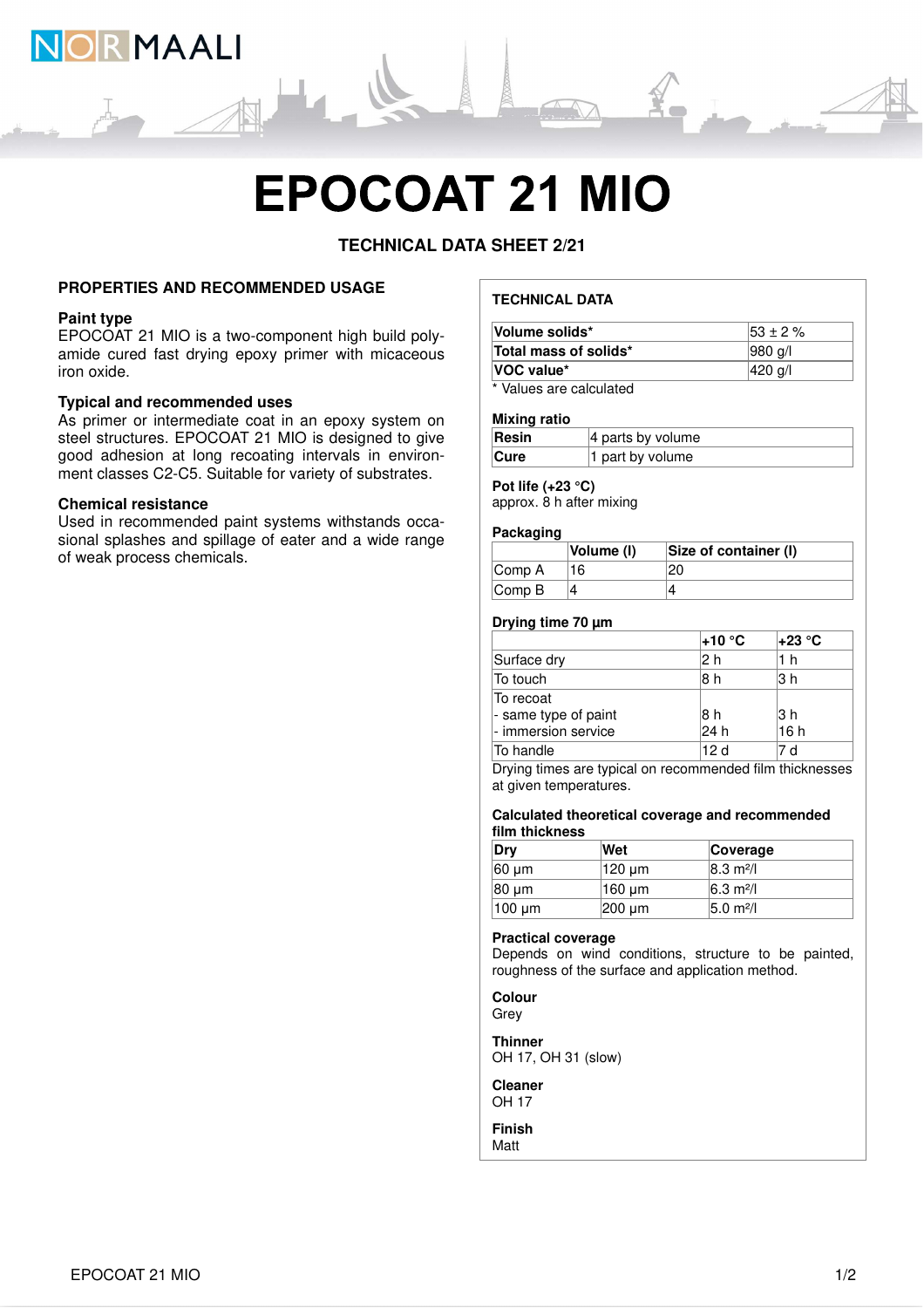# EPOCOAT 21 MIO

**TECHNICAL DATA SHEET 2/21**

## PROPERTIES AND RECOMMENDED USAGE

### Paint type

EPOCOAT 21 MIO is a two-component high build polyamide cured fast drying epoxy primer with micaceous iron oxide.

### Typical and recommended uses

As primer or intermediate coat in an epoxy system on steel structures. EPOCOAT 21 MIO is designed to give good adhesion at long recoating intervals in environment classes C2-C5. Suitable for variety of substrates.

### Chemical resistance

Used in recommended paint systems withstands occasional splashes and spillage of eater and a wide range of weak process chemicals.

## TECHNICAL DATA

| | |
|---|---|
| **Volume solids*** | 53 ± 2 % |
| **Total mass of solids*** | 980 g/l |
| **VOC value*** | 420 g/l |

\* Values are calculated

### Mixing ratio

| | |
|---|---|
| **Resin** | 4 parts by volume |
| **Cure** | 1 part by volume |

### Pot life (+23 °C)

approx. 8 h after mixing

### Packaging

| | Volume (l) | Size of container (l) |
|---|---|---|
| Comp A | 16 | 20 |
| Comp B | 4 | 4 |

### Drying time 70 µm

| | +10 °C | +23 °C |
|---|---|---|
| Surface dry | 2 h | 1 h |
| To touch | 8 h | 3 h |
| To recoat<br>- same type of paint<br>- immersion service | <br>8 h<br>24 h | <br>3 h<br>16 h |
| To handle | 12 d | 7 d |

Drying times are typical on recommended film thicknesses at given temperatures.

### Calculated theoretical coverage and recommended film thickness

| Dry | Wet | Coverage |
|---|---|---|
| 60 µm | 120 µm | 8.3 m²/l |
| 80 µm | 160 µm | 6.3 m²/l |
| 100 µm | 200 µm | 5.0 m²/l |

### Practical coverage

Depends on wind conditions, structure to be painted, roughness of the surface and application method.

### Colour

Grey

### Thinner

OH 17, OH 31 (slow)

### Cleaner

OH 17

### Finish

Matt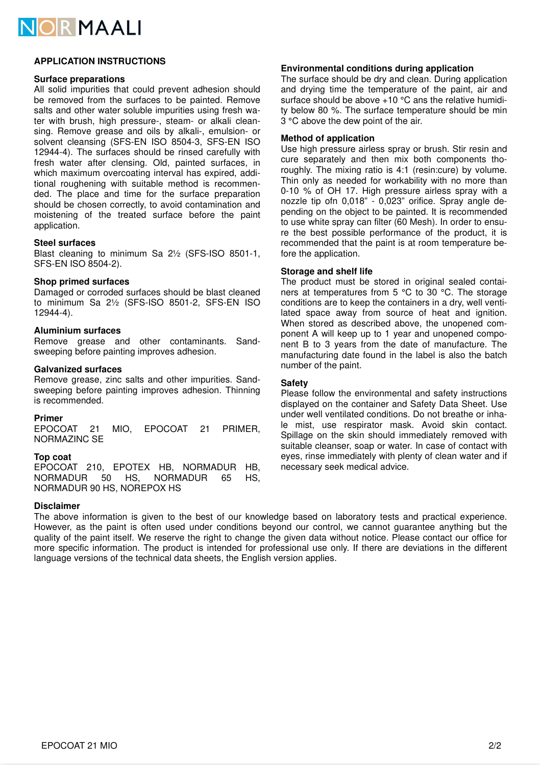## APPLICATION INSTRUCTIONS

### Surface preparations

All solid impurities that could prevent adhesion should be removed from the surfaces to be painted. Remove salts and other water soluble impurities using fresh water with brush, high pressure-, steam- or alkali cleansing. Remove grease and oils by alkali-, emulsion- or solvent cleansing (SFS-EN ISO 8504-3, SFS-EN ISO 12944-4). The surfaces should be rinsed carefully with fresh water after clensing. Old, painted surfaces, in which maximum overcoating interval has expired, additional roughening with suitable method is recommended. The place and time for the surface preparation should be chosen correctly, to avoid contamination and moistening of the treated surface before the paint application.

### Steel surfaces

Blast cleaning to minimum Sa 2½ (SFS-ISO 8501-1, SFS-EN ISO 8504-2).

### Shop primed surfaces

Damaged or corroded surfaces should be blast cleaned to minimum Sa 2½ (SFS-ISO 8501-2, SFS-EN ISO 12944-4).

### Aluminium surfaces

Remove grease and other contaminants. Sand-sweeping before painting improves adhesion.

### Galvanized surfaces

Remove grease, zinc salts and other impurities. Sand-sweeping before painting improves adhesion. Thinning is recommended.

### Primer

EPOCOAT 21 MIO, EPOCOAT 21 PRIMER, NORMAZINC SE

### Top coat

EPOCOAT 210, EPOTEX HB, NORMADUR HB, NORMADUR 50 HS, NORMADUR 65 HS, NORMADUR 90 HS, NOREPOX HS

### Environmental conditions during application

The surface should be dry and clean. During application and drying time the temperature of the paint, air and surface should be above +10 °C ans the relative humidity below 80 %. The surface temperature should be min 3 °C above the dew point of the air.

### Method of application

Use high pressure airless spray or brush. Stir resin and cure separately and then mix both components thoroughly. The mixing ratio is 4:1 (resin:cure) by volume. Thin only as needed for workability with no more than 0-10 % of OH 17. High pressure airless spray with a nozzle tip ofn 0,018" - 0,023" orifice. Spray angle depending on the object to be painted. It is recommended to use white spray can filter (60 Mesh). In order to ensure the best possible performance of the product, it is recommended that the paint is at room temperature before the application.

### Storage and shelf life

The product must be stored in original sealed containers at temperatures from 5 °C to 30 °C. The storage conditions are to keep the containers in a dry, well ventilated space away from source of heat and ignition. When stored as described above, the unopened component A will keep up to 1 year and unopened component B to 3 years from the date of manufacture. The manufacturing date found in the label is also the batch number of the paint.

### Safety

Please follow the environmental and safety instructions displayed on the container and Safety Data Sheet. Use under well ventilated conditions. Do not breathe or inhale mist, use respirator mask. Avoid skin contact. Spillage on the skin should immediately removed with suitable cleanser, soap or water. In case of contact with eyes, rinse immediately with plenty of clean water and if necessary seek medical advice.

### Disclaimer

The above information is given to the best of our knowledge based on laboratory tests and practical experience. However, as the paint is often used under conditions beyond our control, we cannot guarantee anything but the quality of the paint itself. We reserve the right to change the given data without notice. Please contact our office for more specific information. The product is intended for professional use only. If there are deviations in the different language versions of the technical data sheets, the English version applies.